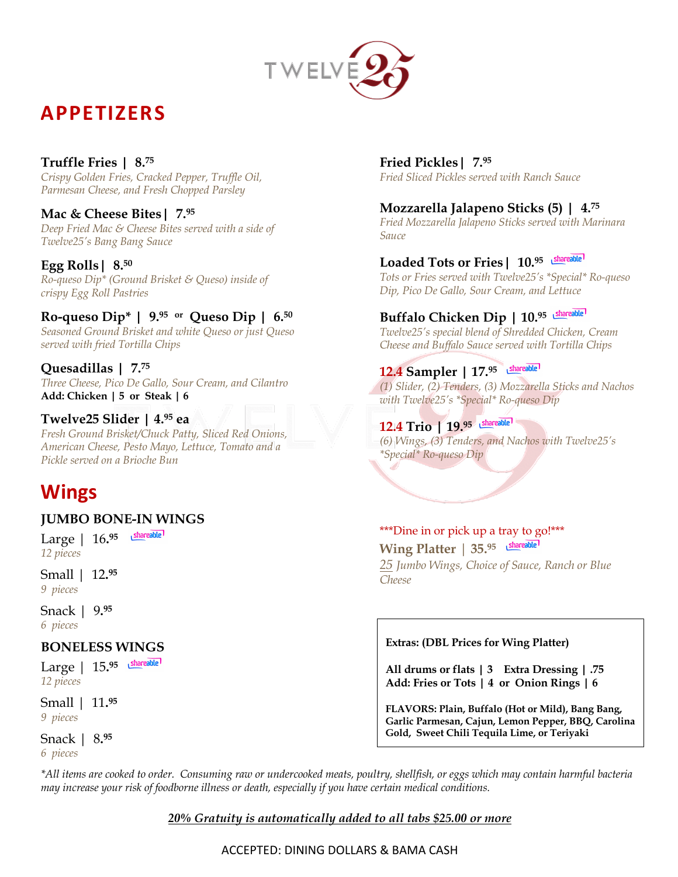# TWELVE25

## APPETIZERS

**Truffle Fries | 8.75**
*Crispy Golden Fries, Cracked Pepper, Truffle Oil, Parmesan Cheese, and Fresh Chopped Parsley*

**Mac & Cheese Bites | 7.95**
*Deep Fried Mac & Cheese Bites served with a side of Twelve25's Bang Bang Sauce*

**Egg Rolls | 8.50**
*Ro-queso Dip\* (Ground Brisket & Queso) inside of crispy Egg Roll Pastries*

**Ro-queso Dip\* | 9.95 or Queso Dip | 6.50**
*Seasoned Ground Brisket and white Queso or just Queso served with fried Tortilla Chips*

**Quesadillas | 7.75**
*Three Cheese, Pico De Gallo, Sour Cream, and Cilantro*
**Add: Chicken | 5 or Steak | 6**

**Twelve25 Slider | 4.95 ea**
*Fresh Ground Brisket/Chuck Patty, Sliced Red Onions, American Cheese, Pesto Mayo, Lettuce, Tomato and a Pickle served on a Brioche Bun*

**Fried Pickles | 7.95**
*Fried Sliced Pickles served with Ranch Sauce*

**Mozzarella Jalapeno Sticks (5) | 4.75**
*Fried Mozzarella Jalapeno Sticks served with Marinara Sauce*

**Loaded Tots or Fries | 10.95** shareable
*Tots or Fries served with Twelve25's \*Special\* Ro-queso Dip, Pico De Gallo, Sour Cream, and Lettuce*

**Buffalo Chicken Dip | 10.95** shareable
*Twelve25's special blend of Shredded Chicken, Cream Cheese and Buffalo Sauce served with Tortilla Chips*

**12.4 Sampler | 17.95** shareable
*(1) Slider, (2) Tenders, (3) Mozzarella Sticks and Nachos with Twelve25's \*Special\* Ro-queso Dip*

**12.4 Trio | 19.95** shareable
*(6) Wings, (3) Tenders, and Nachos with Twelve25's \*Special\* Ro-queso Dip*

## Wings

### JUMBO BONE-IN WINGS

Large | 16.95 shareable
*12 pieces*

Small | 12.95
*9 pieces*

Snack | 9.95
*6 pieces*

### BONELESS WINGS

Large | 15.95 shareable
*12 pieces*

Small | 11.95
*9 pieces*

Snack | 8.95
*6 pieces*

\*\*\*Dine in or pick up a tray to go!\*\*\*

**Wing Platter | 35.95** shareable
*25 Jumbo Wings, Choice of Sauce, Ranch or Blue Cheese*

**Extras: (DBL Prices for Wing Platter)**

**All drums or flats | 3  Extra Dressing | .75**
**Add: Fries or Tots | 4 or Onion Rings | 6**

**FLAVORS: Plain, Buffalo (Hot or Mild), Bang Bang, Garlic Parmesan, Cajun, Lemon Pepper, BBQ, Carolina Gold, Sweet Chili Tequila Lime, or Teriyaki**

*\*All items are cooked to order. Consuming raw or undercooked meats, poultry, shellfish, or eggs which may contain harmful bacteria may increase your risk of foodborne illness or death, especially if you have certain medical conditions.*

***20% Gratuity is automatically added to all tabs $25.00 or more***

ACCEPTED: DINING DOLLARS & BAMA CASH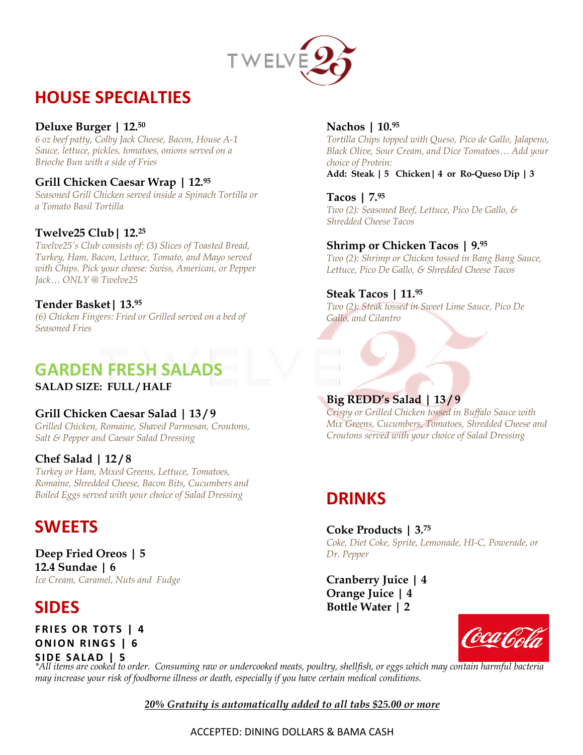# HOUSE SPECIALTIES

**Deluxe Burger | 12.50**
*6 oz beef patty, Colby Jack Cheese, Bacon, House A-1 Sauce, lettuce, pickles, tomatoes, onions served on a Brioche Bun with a side of Fries*

**Grill Chicken Caesar Wrap | 12.95**
*Seasoned Grill Chicken served inside a Spinach Tortilla or a Tomato Basil Tortilla*

**Twelve25 Club | 12.25**
*Twelve25's Club consists of: (3) Slices of Toasted Bread, Turkey, Ham, Bacon, Lettuce, Tomato, and Mayo served with Chips. Pick your cheese: Swiss, American, or Pepper Jack… ONLY @ Twelve25*

**Tender Basket | 13.95**
*(6) Chicken Fingers: Fried or Grilled served on a bed of Seasoned Fries*

**Nachos | 10.95**
*Tortilla Chips topped with Queso, Pico de Gallo, Jalapeno, Black Olive, Sour Cream, and Dice Tomatoes… Add your choice of Protein:*
**Add: Steak | 5 Chicken | 4 or Ro-Queso Dip | 3**

**Tacos | 7.95**
*Two (2): Seasoned Beef, Lettuce, Pico De Gallo, & Shredded Cheese Tacos*

**Shrimp or Chicken Tacos | 9.95**
*Two (2): Shrimp or Chicken tossed in Bang Bang Sauce, Lettuce, Pico De Gallo, & Shredded Cheese Tacos*

**Steak Tacos | 11.95**
*Two (2): Steak tossed in Sweet Lime Sauce, Pico De Gallo, and Cilantro*

# GARDEN FRESH SALADS

**SALAD SIZE: FULL / HALF**

**Grill Chicken Caesar Salad | 13 / 9**
*Grilled Chicken, Romaine, Shaved Parmesan, Croutons, Salt & Pepper and Caesar Salad Dressing*

**Chef Salad | 12 / 8**
*Turkey or Ham, Mixed Greens, Lettuce, Tomatoes, Romaine, Shredded Cheese, Bacon Bits, Cucumbers and Boiled Eggs served with your choice of Salad Dressing*

**Big REDD's Salad | 13 / 9**
*Crispy or Grilled Chicken tossed in Buffalo Sauce with Mix Greens, Cucumbers, Tomatoes, Shredded Cheese and Croutons served with your choice of Salad Dressing*

# SWEETS

**Deep Fried Oreos | 5**
**12.4 Sundae | 6**
*Ice Cream, Caramel, Nuts and Fudge*

# SIDES

**FRIES OR TOTS | 4**
**ONION RINGS | 6**
**SIDE SALAD | 5**

# DRINKS

**Coke Products | 3.75**
*Coke, Diet Coke, Sprite, Lemonade, HI-C, Powerade, or Dr. Pepper*

**Cranberry Juice | 4**
**Orange Juice | 4**
**Bottle Water | 2**

*\*All items are cooked to order. Consuming raw or undercooked meats, poultry, shellfish, or eggs which may contain harmful bacteria may increase your risk of foodborne illness or death, especially if you have certain medical conditions.*

***20% Gratuity is automatically added to all tabs $25.00 or more***

ACCEPTED: DINING DOLLARS & BAMA CASH